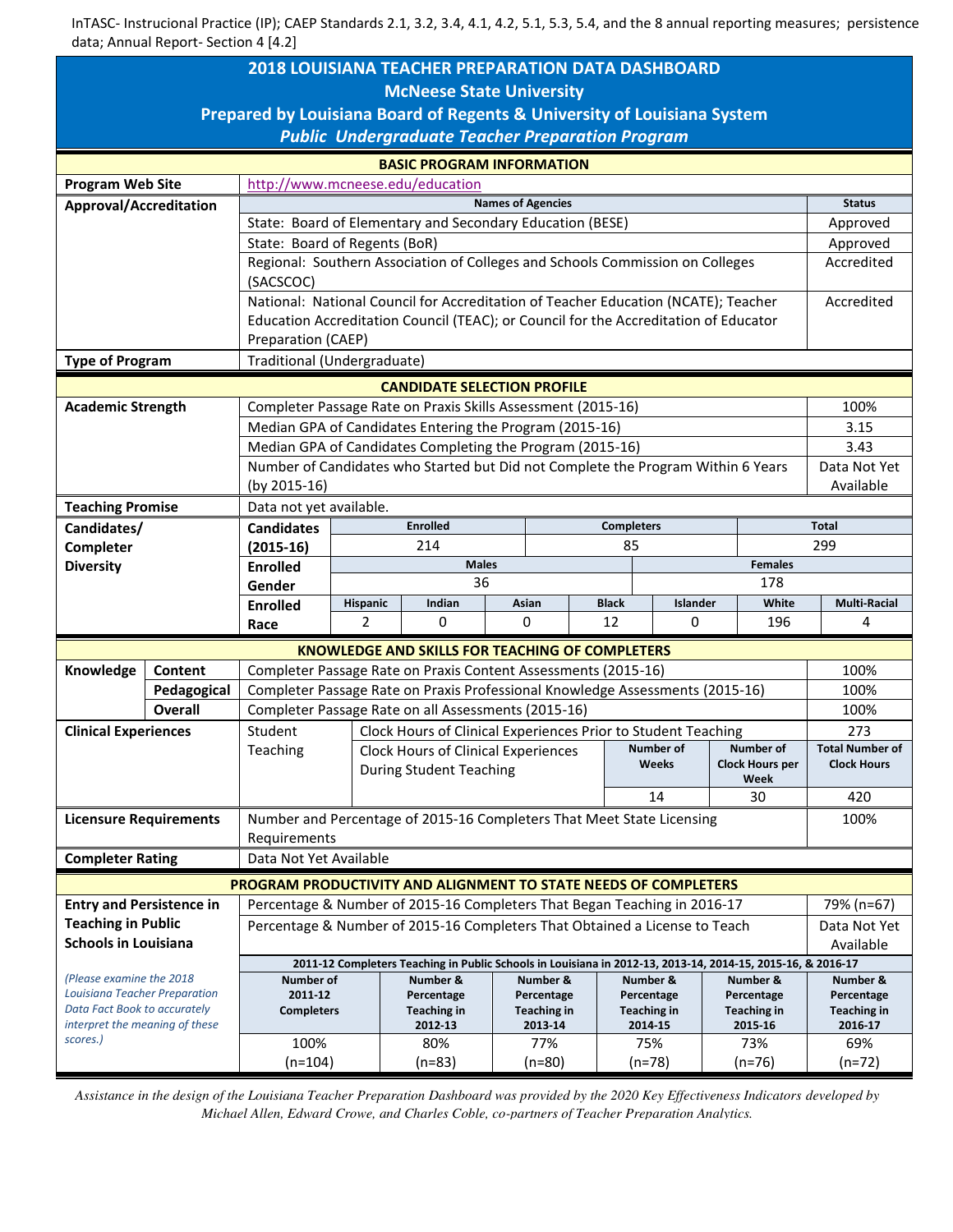InTASC- Instrucional Practice (IP); CAEP Standards 2.1, 3.2, 3.4, 4.1, 4.2, 5.1, 5.3, 5.4, and the 8 annual reporting measures; persistence data; Annual Report- Section 4 [4.2]

# 2018 LOUISIANA TEACHER PREPARATION DATA DASHBOARD
## McNeese State University
### Prepared by Louisiana Board of Regents & University of Louisiana System
### *Public Undergraduate Teacher Preparation Program*

## BASIC PROGRAM INFORMATION

| | | |
|---|---|---|
| **Program Web Site** | http://www.mcneese.edu/education | |
| **Approval/Accreditation** | **Names of Agencies** | **Status** |
| | State: Board of Elementary and Secondary Education (BESE) | Approved |
| | State: Board of Regents (BoR) | Approved |
| | Regional: Southern Association of Colleges and Schools Commission on Colleges (SACSCOC) | Accredited |
| | National: National Council for Accreditation of Teacher Education (NCATE); Teacher Education Accreditation Council (TEAC); or Council for the Accreditation of Educator Preparation (CAEP) | Accredited |
| **Type of Program** | Traditional (Undergraduate) | |

## CANDIDATE SELECTION PROFILE

| | | |
|---|---|---|
| **Academic Strength** | Completer Passage Rate on Praxis Skills Assessment (2015-16) | 100% |
| | Median GPA of Candidates Entering the Program (2015-16) | 3.15 |
| | Median GPA of Candidates Completing the Program (2015-16) | 3.43 |
| | Number of Candidates who Started but Did not Complete the Program Within 6 Years (by 2015-16) | Data Not Yet Available |
| **Teaching Promise** | Data not yet available. | |

**Candidates/ Completer Diversity**

| Candidates (2015-16) | Enrolled | Completers | Total |
|---|---|---|---|
| | 214 | 85 | 299 |

| Enrolled Gender | Males | Females |
|---|---|---|
| | 36 | 178 |

| Enrolled Race | Hispanic | Indian | Asian | Black | Islander | White | Multi-Racial |
|---|---|---|---|---|---|---|---|
| | 2 | 0 | 0 | 12 | 0 | 196 | 4 |

## KNOWLEDGE AND SKILLS FOR TEACHING OF COMPLETERS

| | | | |
|---|---|---|---|
| **Knowledge** | **Content** | Completer Passage Rate on Praxis Content Assessments (2015-16) | 100% |
| | **Pedagogical** | Completer Passage Rate on Praxis Professional Knowledge Assessments (2015-16) | 100% |
| | **Overall** | Completer Passage Rate on all Assessments (2015-16) | 100% |

**Clinical Experiences** — Student Teaching

| | Number of Weeks | Number of Clock Hours per Week | Total Number of Clock Hours |
|---|---|---|---|
| Clock Hours of Clinical Experiences Prior to Student Teaching | | | 273 |
| Clock Hours of Clinical Experiences During Student Teaching | 14 | 30 | 420 |

| | | |
|---|---|---|
| **Licensure Requirements** | Number and Percentage of 2015-16 Completers That Meet State Licensing Requirements | 100% |
| **Completer Rating** | Data Not Yet Available | |

## PROGRAM PRODUCTIVITY AND ALIGNMENT TO STATE NEEDS OF COMPLETERS

**Entry and Persistence in Teaching in Public Schools in Louisiana**

*(Please examine the 2018 Louisiana Teacher Preparation Data Fact Book to accurately interpret the meaning of these scores.)*

| | |
|---|---|
| Percentage & Number of 2015-16 Completers That Began Teaching in 2016-17 | 79% (n=67) |
| Percentage & Number of 2015-16 Completers That Obtained a License to Teach | Data Not Yet Available |

2011-12 Completers Teaching in Public Schools in Louisiana in 2012-13, 2013-14, 2014-15, 2015-16, & 2016-17

| Number of 2011-12 Completers | Number & Percentage Teaching in 2012-13 | Number & Percentage Teaching in 2013-14 | Number & Percentage Teaching in 2014-15 | Number & Percentage Teaching in 2015-16 | Number & Percentage Teaching in 2016-17 |
|---|---|---|---|---|---|
| 100% (n=104) | 80% (n=83) | 77% (n=80) | 75% (n=78) | 73% (n=76) | 69% (n=72) |

*Assistance in the design of the Louisiana Teacher Preparation Dashboard was provided by the 2020 Key Effectiveness Indicators developed by Michael Allen, Edward Crowe, and Charles Coble, co-partners of Teacher Preparation Analytics.*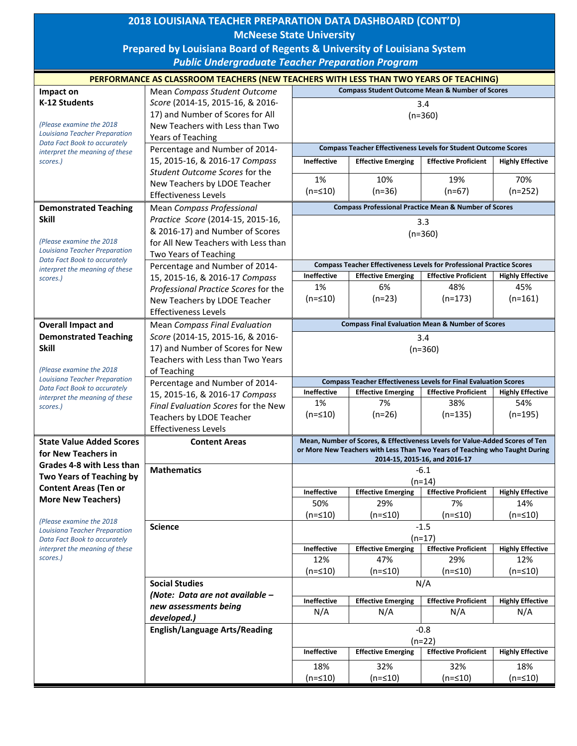# 2018 LOUISIANA TEACHER PREPARATION DATA DASHBOARD (CONT'D)
## McNeese State University
### Prepared by Louisiana Board of Regents & University of Louisiana System
### *Public Undergraduate Teacher Preparation Program*

**PERFORMANCE AS CLASSROOM TEACHERS (NEW TEACHERS WITH LESS THAN TWO YEARS OF TEACHING)**

| | | | | | |
|---|---|---|---|---|---|
| **Impact on K-12 Students** *(Please examine the 2018 Louisiana Teacher Preparation Data Fact Book to accurately interpret the meaning of these scores.)* | Mean *Compass Student Outcome Score* (2014-15, 2015-16, & 2016-17) and Number of Scores for All New Teachers with Less than Two Years of Teaching | **Compass Student Outcome Mean & Number of Scores** | | | |
| | | 3.4 (n=360) | | | |
| | Percentage and Number of 2014-15, 2015-16, & 2016-17 *Compass Student Outcome Scores* for the New Teachers by LDOE Teacher Effectiveness Levels | **Compass Teacher Effectiveness Levels for Student Outcome Scores** | | | |
| | | **Ineffective** | **Effective Emerging** | **Effective Proficient** | **Highly Effective** |
| | | 1% (n=≤10) | 10% (n=36) | 19% (n=67) | 70% (n=252) |
| **Demonstrated Teaching Skill** *(Please examine the 2018 Louisiana Teacher Preparation Data Fact Book to accurately interpret the meaning of these scores.)* | Mean *Compass Professional Practice Score* (2014-15, 2015-16, & 2016-17) and Number of Scores for All New Teachers with Less than Two Years of Teaching | **Compass Professional Practice Mean & Number of Scores** | | | |
| | | 3.3 (n=360) | | | |
| | Percentage and Number of 2014-15, 2015-16, & 2016-17 *Compass Professional Practice Scores* for the New Teachers by LDOE Teacher Effectiveness Levels | **Compass Teacher Effectiveness Levels for Professional Practice Scores** | | | |
| | | **Ineffective** | **Effective Emerging** | **Effective Proficient** | **Highly Effective** |
| | | 1% (n=≤10) | 6% (n=23) | 48% (n=173) | 45% (n=161) |
| **Overall Impact and Demonstrated Teaching Skill** *(Please examine the 2018 Louisiana Teacher Preparation Data Fact Book to accurately interpret the meaning of these scores.)* | Mean *Compass Final Evaluation Score* (2014-15, 2015-16, & 2016-17) and Number of Scores for New Teachers with Less than Two Years of Teaching | **Compass Final Evaluation Mean & Number of Scores** | | | |
| | | 3.4 (n=360) | | | |
| | Percentage and Number of 2014-15, 2015-16, & 2016-17 *Compass Final Evaluation Scores* for the New Teachers by LDOE Teacher Effectiveness Levels | **Compass Teacher Effectiveness Levels for Final Evaluation Scores** | | | |
| | | **Ineffective** | **Effective Emerging** | **Effective Proficient** | **Highly Effective** |
| | | 1% (n=≤10) | 7% (n=26) | 38% (n=135) | 54% (n=195) |
| **State Value Added Scores for New Teachers in Grades 4-8 with Less than Two Years of Teaching by Content Areas (Ten or More New Teachers)** *(Please examine the 2018 Louisiana Teacher Preparation Data Fact Book to accurately interpret the meaning of these scores.)* | **Content Areas** | **Mean, Number of Scores, & Effectiveness Levels for Value-Added Scores of Ten or More New Teachers with Less Than Two Years of Teaching who Taught During 2014-15, 2015-16, and 2016-17** | | | |
| | **Mathematics** | -6.1 (n=14) | | | |
| | | **Ineffective** | **Effective Emerging** | **Effective Proficient** | **Highly Effective** |
| | | 50% (n=≤10) | 29% (n=≤10) | 7% (n=≤10) | 14% (n=≤10) |
| | **Science** | -1.5 (n=17) | | | |
| | | **Ineffective** | **Effective Emerging** | **Effective Proficient** | **Highly Effective** |
| | | 12% (n=≤10) | 47% (n=≤10) | 29% (n=≤10) | 12% (n=≤10) |
| | **Social Studies** ***(Note: Data are not available – new assessments being developed.)*** | N/A | | | |
| | | **Ineffective** | **Effective Emerging** | **Effective Proficient** | **Highly Effective** |
| | | N/A | N/A | N/A | N/A |
| | **English/Language Arts/Reading** | -0.8 (n=22) | | | |
| | | **Ineffective** | **Effective Emerging** | **Effective Proficient** | **Highly Effective** |
| | | 18% (n=≤10) | 32% (n=≤10) | 32% (n=≤10) | 18% (n=≤10) |